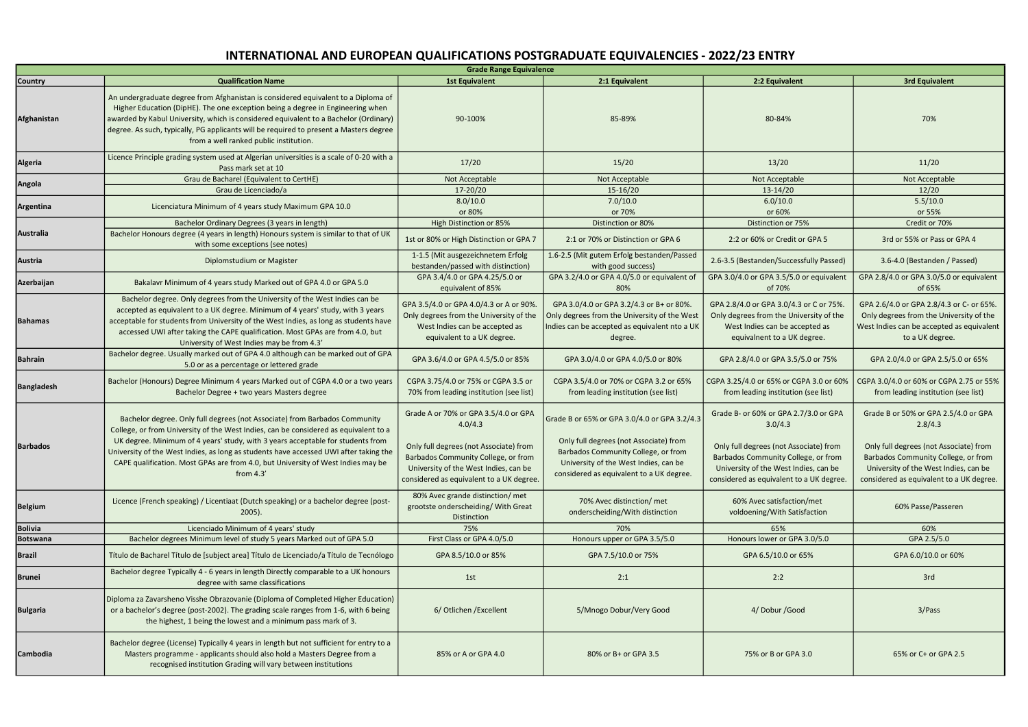# INTERNATIONAL AND EUROPEAN QUALIFICATIONS POSTGRADUATE EQUIVALENCIES - 2022/23 ENTRY

| Grade Range Equivalence | | | | | |
|---|---|---|---|---|---|
| **Country** | **Qualification Name** | **1st Equivalent** | **2:1 Equivalent** | **2:2 Equivalent** | **3rd Equivalent** |
| Afghanistan | An undergraduate degree from Afghanistan is considered equivalent to a Diploma of Higher Education (DipHE). The one exception being a degree in Engineering when awarded by Kabul University, which is considered equivalent to a Bachelor (Ordinary) degree. As such, typically, PG applicants will be required to present a Masters degree from a well ranked public institution. | 90-100% | 85-89% | 80-84% | 70% |
| Algeria | Licence Principle grading system used at Algerian universities is a scale of 0-20 with a Pass mark set at 10 | 17/20 | 15/20 | 13/20 | 11/20 |
| Angola | Grau de Bacharel (Equivalent to CertHE) | Not Acceptable | Not Acceptable | Not Acceptable | Not Acceptable |
| | Grau de Licenciado/a | 17-20/20 | 15-16/20 | 13-14/20 | 12/20 |
| Argentina | Licenciatura Minimum of 4 years study Maximum GPA 10.0 | 8.0/10.0 or 80% | 7.0/10.0 or 70% | 6.0/10.0 or 60% | 5.5/10.0 or 55% |
| Australia | Bachelor Ordinary Degrees (3 years in length) | High Distinction or 85% | Distinction or 80% | Distinction or 75% | Credit or 70% |
| | Bachelor Honours degree (4 years in length) Honours system is similar to that of UK with some exceptions (see notes) | 1st or 80% or High Distinction or GPA 7 | 2:1 or 70% or Distinction or GPA 6 | 2:2 or 60% or Credit or GPA 5 | 3rd or 55% or Pass or GPA 4 |
| Austria | Diplomstudium or Magister | 1-1.5 (Mit ausgezeichnetem Erfolg bestanden/passed with distinction) | 1.6-2.5 (Mit gutem Erfolg bestanden/Passed with good success) | 2.6-3.5 (Bestanden/Successfully Passed) | 3.6-4.0 (Bestanden / Passed) |
| Azerbaijan | Bakalavr Minimum of 4 years study Marked out of GPA 4.0 or GPA 5.0 | GPA 3.4/4.0 or GPA 4.25/5.0 or equivalent of 85% | GPA 3.2/4.0 or GPA 4.0/5.0 or equivalent of 80% | GPA 3.0/4.0 or GPA 3.5/5.0 or equivalent of 70% | GPA 2.8/4.0 or GPA 3.0/5.0 or equivalent of 65% |
| Bahamas | Bachelor degree. Only degrees from the University of the West Indies can be accepted as equivalent to a UK degree. Minimum of 4 years' study, with 3 years acceptable for students from University of the West Indies, as long as students have accessed UWI after taking the CAPE qualification. Most GPAs are from 4.0, but University of West Indies may be from 4.3' | GPA 3.5/4.0 or GPA 4.0/4.3 or A or 90%. Only degrees from the University of the West Indies can be accepted as equivalent to a UK degree. | GPA 3.0/4.0 or GPA 3.2/4.3 or B+ or 80%. Only degrees from the University of the West Indies can be accepted as equivalent nto a UK degree. | GPA 2.8/4.0 or GPA 3.0/4.3 or C or 75%. Only degrees from the University of the West Indies can be accepted as equivalnent to a UK degree. | GPA 2.6/4.0 or GPA 2.8/4.3 or C- or 65%. Only degrees from the University of the West Indies can be accepted as equivalent to a UK degree. |
| Bahrain | Bachelor degree. Usually marked out of GPA 4.0 although can be marked out of GPA 5.0 or as a percentage or lettered grade | GPA 3.6/4.0 or GPA 4.5/5.0 or 85% | GPA 3.0/4.0 or GPA 4.0/5.0 or 80% | GPA 2.8/4.0 or GPA 3.5/5.0 or 75% | GPA 2.0/4.0 or GPA 2.5/5.0 or 65% |
| Bangladesh | Bachelor (Honours) Degree Minimum 4 years Marked out of CGPA 4.0 or a two years Bachelor Degree + two years Masters degree | CGPA 3.75/4.0 or 75% or CGPA 3.5 or 70% from leading institution (see list) | CGPA 3.5/4.0 or 70% or CGPA 3.2 or 65% from leading institution (see list) | CGPA 3.25/4.0 or 65% or CGPA 3.0 or 60% from leading institution (see list) | CGPA 3.0/4.0 or 60% or CGPA 2.75 or 55% from leading institution (see list) |
| Barbados | Bachelor degree. Only full degrees (not Associate) from Barbados Community College, or from University of the West Indies, can be considered as equivalent to a UK degree. Minimum of 4 years' study, with 3 years acceptable for students from University of the West Indies, as long as students have accessed UWI after taking the CAPE qualification. Most GPAs are from 4.0, but University of West Indies may be from 4.3' | Grade A or 70% or GPA 3.5/4.0 or GPA 4.0/4.3<br><br>Only full degrees (not Associate) from Barbados Community College, or from University of the West Indies, can be considered as equivalent to a UK degree. | Grade B or 65% or GPA 3.0/4.0 or GPA 3.2/4.3<br><br>Only full degrees (not Associate) from Barbados Community College, or from University of the West Indies, can be considered as equivalent to a UK degree. | Grade B- or 60% or GPA 2.7/3.0 or GPA 3.0/4.3<br><br>Only full degrees (not Associate) from Barbados Community College, or from University of the West Indies, can be considered as equivalent to a UK degree. | Grade B or 50% or GPA 2.5/4.0 or GPA 2.8/4.3<br><br>Only full degrees (not Associate) from Barbados Community College, or from University of the West Indies, can be considered as equivalent to a UK degree. |
| Belgium | Licence (French speaking) / Licentiaat (Dutch speaking) or a bachelor degree (post-2005). | 80% Avec grande distinction/ met grootste onderscheiding/ With Great Distinction | 70% Avec distinction/ met onderscheiding/With distinction | 60% Avec satisfaction/met voldoening/With Satisfaction | 60% Passe/Passeren |
| Bolivia | Licenciado Minimum of 4 years' study | 75% | 70% | 65% | 60% |
| Botswana | Bachelor degrees Minimum level of study 5 years Marked out of GPA 5.0 | First Class or GPA 4.0/5.0 | Honours upper or GPA 3.5/5.0 | Honours lower or GPA 3.0/5.0 | GPA 2.5/5.0 |
| Brazil | Título de Bacharel Título de [subject area] Título de Licenciado/a Título de Tecnólogo | GPA 8.5/10.0 or 85% | GPA 7.5/10.0 or 75% | GPA 6.5/10.0 or 65% | GPA 6.0/10.0 or 60% |
| Brunei | Bachelor degree Typically 4 - 6 years in length Directly comparable to a UK honours degree with same classifications | 1st | 2:1 | 2:2 | 3rd |
| Bulgaria | Diploma za Zavarsheno Visshe Obrazovanie (Diploma of Completed Higher Education) or a bachelor's degree (post-2002). The grading scale ranges from 1-6, with 6 being the highest, 1 being the lowest and a minimum pass mark of 3. | 6/ Otlichen /Excellent | 5/Mnogo Dobur/Very Good | 4/ Dobur /Good | 3/Pass |
| Cambodia | Bachelor degree (License) Typically 4 years in length but not sufficient for entry to a Masters programme - applicants should also hold a Masters Degree from a recognised institution Grading will vary between institutions | 85% or A or GPA 4.0 | 80% or B+ or GPA 3.5 | 75% or B or GPA 3.0 | 65% or C+ or GPA 2.5 |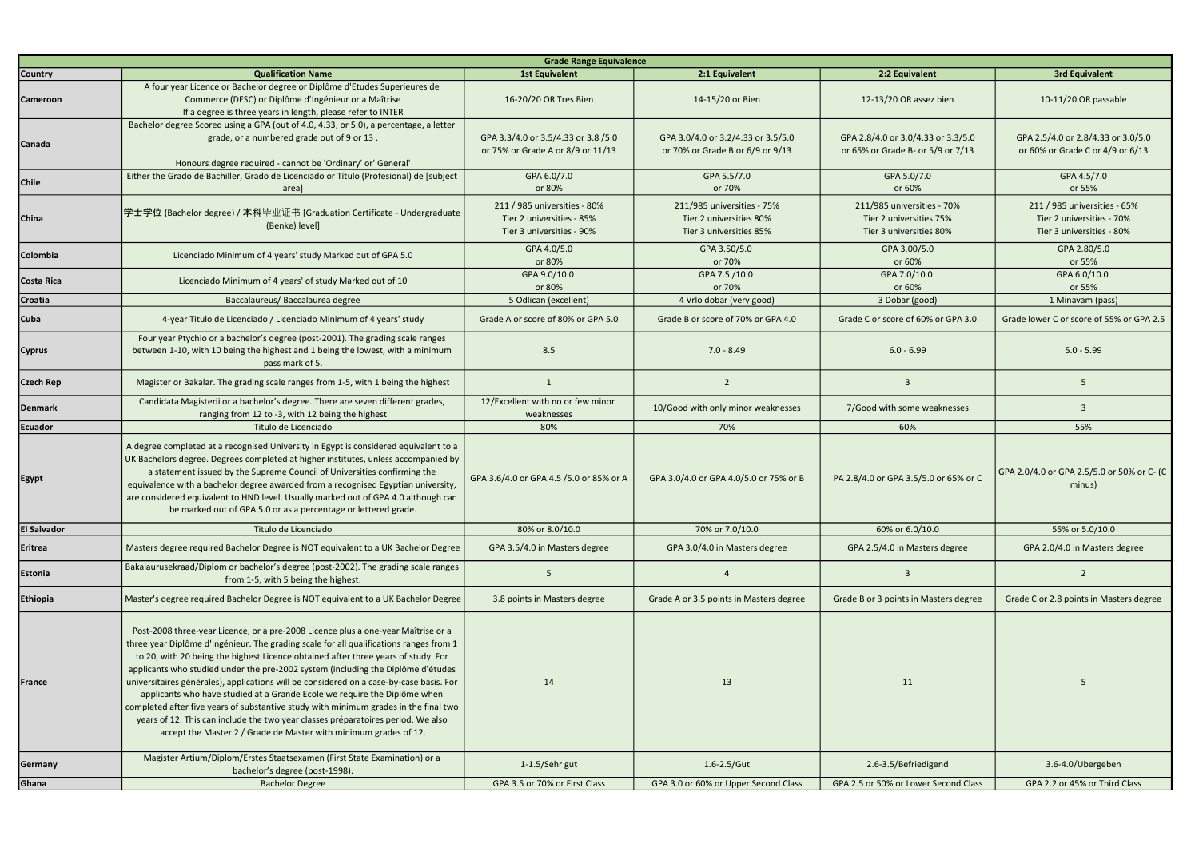| Grade Range Equivalence | | | | | |
|---|---|---|---|---|---|
| Country | Qualification Name | 1st Equivalent | 2:1 Equivalent | 2:2 Equivalent | 3rd Equivalent |
| Cameroon | A four year Licence or Bachelor degree or Diplôme d'Etudes Superieures de Commerce (DESC) or Diplôme d'Ingénieur or a Maîtrise If a degree is three years in length, please refer to INTER | 16-20/20 OR Tres Bien | 14-15/20 or Bien | 12-13/20 OR assez bien | 10-11/20 OR passable |
| Canada | Bachelor degree Scored using a GPA (out of 4.0, 4.33, or 5.0), a percentage, a letter grade, or a numbered grade out of 9 or 13 . Honours degree required - cannot be 'Ordinary' or' General' | GPA 3.3/4.0 or 3.5/4.33 or 3.8 /5.0 or 75% or Grade A or 8/9 or 11/13 | GPA 3.0/4.0 or 3.2/4.33 or 3.5/5.0 or 70% or Grade B or 6/9 or 9/13 | GPA 2.8/4.0 or 3.0/4.33 or 3.3/5.0 or 65% or Grade B- or 5/9 or 7/13 | GPA 2.5/4.0 or 2.8/4.33 or 3.0/5.0 or 60% or Grade C or 4/9 or 6/13 |
| Chile | Either the Grado de Bachiller, Grado de Licenciado or Título (Profesional) de [subject area] | GPA 6.0/7.0 or 80% | GPA 5.5/7.0 or 70% | GPA 5.0/7.0 or 60% | GPA 4.5/7.0 or 55% |
| China | 学士学位 (Bachelor degree) / 本科毕业证书 [Graduation Certificate - Undergraduate (Benke) level] | 211 / 985 universities - 80% Tier 2 universities - 85% Tier 3 universities - 90% | 211/985 universities - 75% Tier 2 universities 80% Tier 3 universities 85% | 211/985 universities - 70% Tier 2 universities 75% Tier 3 universities 80% | 211 / 985 universities - 65% Tier 2 universities - 70% Tier 3 universities - 80% |
| Colombia | Licenciado Minimum of 4 years' study Marked out of GPA 5.0 | GPA 4.0/5.0 or 80% | GPA 3.50/5.0 or 70% | GPA 3.00/5.0 or 60% | GPA 2.80/5.0 or 55% |
| Costa Rica | Licenciado Minimum of 4 years' of study Marked out of 10 | GPA 9.0/10.0 or 80% | GPA 7.5 /10.0 or 70% | GPA 7.0/10.0 or 60% | GPA 6.0/10.0 or 55% |
| Croatia | Baccalaureus/ Baccalaurea degree | 5 Odlican (excellent) | 4 Vrlo dobar (very good) | 3 Dobar (good) | 1 Minavam (pass) |
| Cuba | 4-year Titulo de Licenciado / Licenciado Minimum of 4 years' study | Grade A or score of 80% or GPA 5.0 | Grade B or score of 70% or GPA 4.0 | Grade C or score of 60% or GPA 3.0 | Grade lower C or score of 55% or GPA 2.5 |
| Cyprus | Four year Ptychio or a bachelor's degree (post-2001). The grading scale ranges between 1-10, with 10 being the highest and 1 being the lowest, with a minimum pass mark of 5. | 8.5 | 7.0 - 8.49 | 6.0 - 6.99 | 5.0 - 5.99 |
| Czech Rep | Magister or Bakalar. The grading scale ranges from 1-5, with 1 being the highest | 1 | 2 | 3 | 5 |
| Denmark | Candidata Magisterii or a bachelor's degree. There are seven different grades, ranging from 12 to -3, with 12 being the highest | 12/Excellent with no or few minor weaknesses | 10/Good with only minor weaknesses | 7/Good with some weaknesses | 3 |
| Ecuador | Titulo de Licenciado | 80% | 70% | 60% | 55% |
| Egypt | A degree completed at a recognised University in Egypt is considered equivalent to a UK Bachelors degree. Degrees completed at higher institutes, unless accompanied by a statement issued by the Supreme Council of Universities confirming the equivalence with a bachelor degree awarded from a recognised Egyptian university, are considered equivalent to HND level. Usually marked out of GPA 4.0 although can be marked out of GPA 5.0 or as a percentage or lettered grade. | GPA 3.6/4.0 or GPA 4.5 /5.0 or 85% or A | GPA 3.0/4.0 or GPA 4.0/5.0 or 75% or B | PA 2.8/4.0 or GPA 3.5/5.0 or 65% or C | GPA 2.0/4.0 or GPA 2.5/5.0 or 50% or C- (C minus) |
| El Salvador | Titulo de Licenciado | 80% or 8.0/10.0 | 70% or 7.0/10.0 | 60% or 6.0/10.0 | 55% or 5.0/10.0 |
| Eritrea | Masters degree required Bachelor Degree is NOT equivalent to a UK Bachelor Degree | GPA 3.5/4.0 in Masters degree | GPA 3.0/4.0 in Masters degree | GPA 2.5/4.0 in Masters degree | GPA 2.0/4.0 in Masters degree |
| Estonia | Bakalaurusekraad/Diplom or bachelor's degree (post-2002). The grading scale ranges from 1-5, with 5 being the highest. | 5 | 4 | 3 | 2 |
| Ethiopia | Master's degree required Bachelor Degree is NOT equivalent to a UK Bachelor Degree | 3.8 points in Masters degree | Grade A or 3.5 points in Masters degree | Grade B or 3 points in Masters degree | Grade C or 2.8 points in Masters degree |
| France | Post-2008 three-year Licence, or a pre-2008 Licence plus a one-year Maîtrise or a three year Diplôme d'Ingénieur. The grading scale for all qualifications ranges from 1 to 20, with 20 being the highest Licence obtained after three years of study. For applicants who studied under the pre-2002 system (including the Diplôme d'études universitaires générales), applications will be considered on a case-by-case basis. For applicants who have studied at a Grande Ecole we require the Diplôme when completed after five years of substantive study with minimum grades in the final two years of 12. This can include the two year classes préparatoires period. We also accept the Master 2 / Grade de Master with minimum grades of 12. | 14 | 13 | 11 | 5 |
| Germany | Magister Artium/Diplom/Erstes Staatsexamen (First State Examination) or a bachelor's degree (post-1998). | 1-1.5/Sehr gut | 1.6-2.5/Gut | 2.6-3.5/Befriedigend | 3.6-4.0/Ubergeben |
| Ghana | Bachelor Degree | GPA 3.5 or 70% or First Class | GPA 3.0 or 60% or Upper Second Class | GPA 2.5 or 50% or Lower Second Class | GPA 2.2 or 45% or Third Class |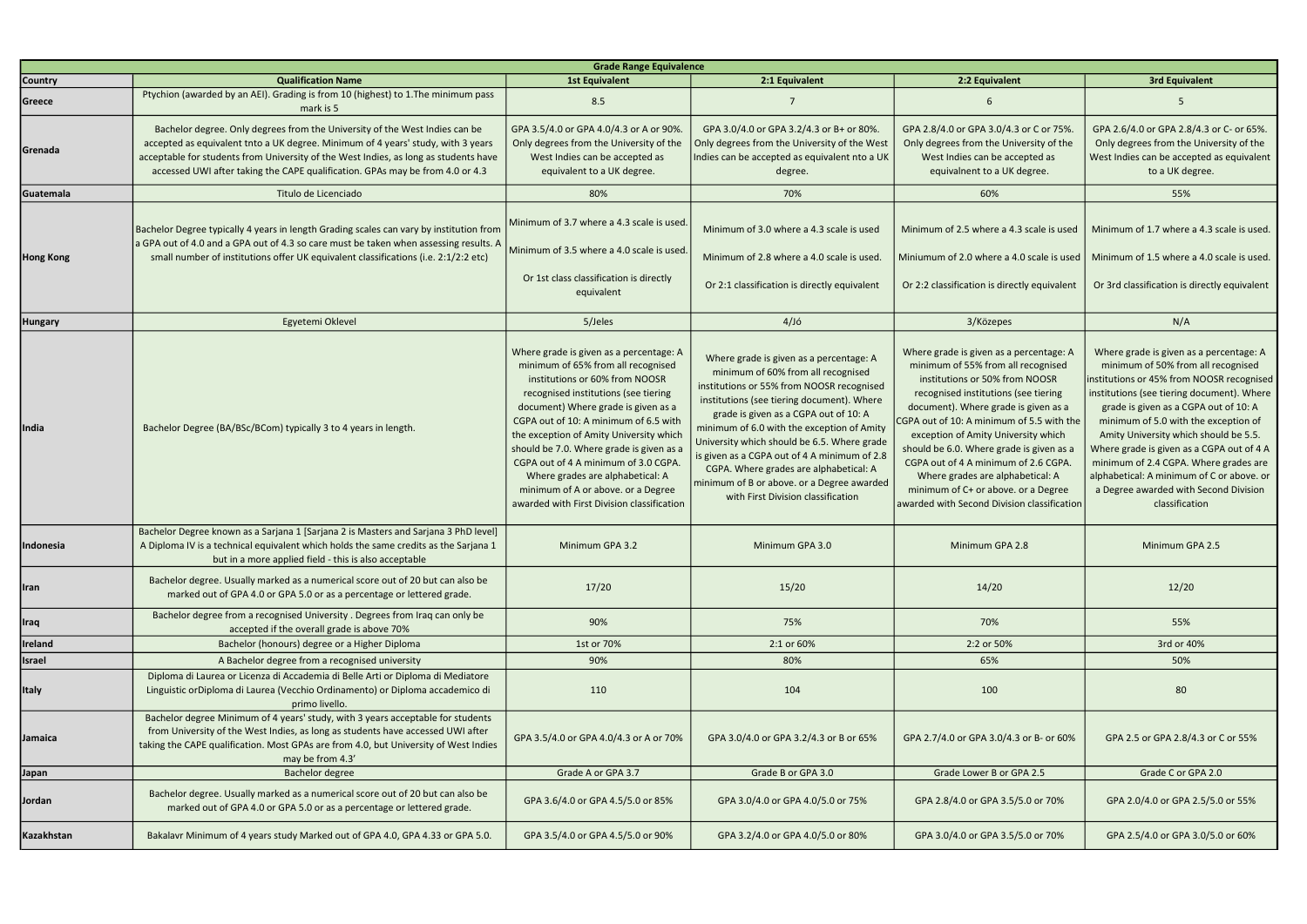| Grade Range Equivalence | | | | | |
|---|---|---|---|---|---|
| **Country** | **Qualification Name** | **1st Equivalent** | **2:1 Equivalent** | **2:2 Equivalent** | **3rd Equivalent** |
| **Greece** | Ptychion (awarded by an AEI). Grading is from 10 (highest) to 1.The minimum pass mark is 5 | 8.5 | 7 | 6 | 5 |
| **Grenada** | Bachelor degree. Only degrees from the University of the West Indies can be accepted as equivalent tnto a UK degree. Minimum of 4 years' study, with 3 years acceptable for students from University of the West Indies, as long as students have accessed UWI after taking the CAPE qualification. GPAs may be from 4.0 or 4.3 | GPA 3.5/4.0 or GPA 4.0/4.3 or A or 90%. Only degrees from the University of the West Indies can be accepted as equivalent to a UK degree. | GPA 3.0/4.0 or GPA 3.2/4.3 or B+ or 80%. Only degrees from the University of the West Indies can be accepted as equivalent nto a UK degree. | GPA 2.8/4.0 or GPA 3.0/4.3 or C or 75%. Only degrees from the University of the West Indies can be accepted as equivalnent to a UK degree. | GPA 2.6/4.0 or GPA 2.8/4.3 or C- or 65%. Only degrees from the University of the West Indies can be accepted as equivalent to a UK degree. |
| **Guatemala** | Titulo de Licenciado | 80% | 70% | 60% | 55% |
| **Hong Kong** | Bachelor Degree typically 4 years in length Grading scales can vary by institution from a GPA out of 4.0 and a GPA out of 4.3 so care must be taken when assessing results. A small number of institutions offer UK equivalent classifications (i.e. 2:1/2:2 etc) | Minimum of 3.7 where a 4.3 scale is used. Minimum of 3.5 where a 4.0 scale is used. Or 1st class classification is directly equivalent | Minimum of 3.0 where a 4.3 scale is used Minimum of 2.8 where a 4.0 scale is used. Or 2:1 classification is directly equivalent | Minimum of 2.5 where a 4.3 scale is used Miniumum of 2.0 where a 4.0 scale is used Or 2:2 classification is directly equivalent | Minimum of 1.7 where a 4.3 scale is used. Minimum of 1.5 where a 4.0 scale is used. Or 3rd classification is directly equivalent |
| **Hungary** | Egyetemi Oklevel | 5/Jeles | 4/Jó | 3/Közepes | N/A |
| **India** | Bachelor Degree (BA/BSc/BCom) typically 3 to 4 years in length. | Where grade is given as a percentage: A minimum of 65% from all recognised institutions or 60% from NOOSR recognised institutions (see tiering document) Where grade is given as a CGPA out of 10: A minimum of 6.5 with the exception of Amity University which should be 7.0. Where grade is given as a CGPA out of 4 A minimum of 3.0 CGPA. Where grades are alphabetical: A minimum of A or above. or a Degree awarded with First Division classification | Where grade is given as a percentage: A minimum of 60% from all recognised institutions or 55% from NOOSR recognised institutions (see tiering document). Where grade is given as a CGPA out of 10: A minimum of 6.0 with the exception of Amity University which should be 6.5. Where grade is given as a CGPA out of 4 A minimum of 2.8 CGPA. Where grades are alphabetical: A minimum of B or above. or a Degree awarded with First Division classification | Where grade is given as a percentage: A minimum of 55% from all recognised institutions or 50% from NOOSR recognised institutions (see tiering document). Where grade is given as a CGPA out of 10: A minimum of 5.5 with the exception of Amity University which should be 6.0. Where grade is given as a CGPA out of 4 A minimum of 2.6 CGPA. Where grades are alphabetical: A minimum of C+ or above. or a Degree awarded with Second Division classification | Where grade is given as a percentage: A minimum of 50% from all recognised institutions or 45% from NOOSR recognised institutions (see tiering document). Where grade is given as a CGPA out of 10: A minimum of 5.0 with the exception of Amity University which should be 5.5. Where grade is given as a CGPA out of 4 A minimum of 2.4 CGPA. Where grades are alphabetical: A minimum of C or above. or a Degree awarded with Second Division classification |
| **Indonesia** | Bachelor Degree known as a Sarjana 1 [Sarjana 2 is Masters and Sarjana 3 PhD level] A Diploma IV is a technical equivalent which holds the same credits as the Sarjana 1 but in a more applied field - this is also acceptable | Minimum GPA 3.2 | Minimum GPA 3.0 | Minimum GPA 2.8 | Minimum GPA 2.5 |
| **Iran** | Bachelor degree. Usually marked as a numerical score out of 20 but can also be marked out of GPA 4.0 or GPA 5.0 or as a percentage or lettered grade. | 17/20 | 15/20 | 14/20 | 12/20 |
| **Iraq** | Bachelor degree from a recognised University . Degrees from Iraq can only be accepted if the overall grade is above 70% | 90% | 75% | 70% | 55% |
| **Ireland** | Bachelor (honours) degree or a Higher Diploma | 1st or 70% | 2:1 or 60% | 2:2 or 50% | 3rd or 40% |
| **Israel** | A Bachelor degree from a recognised university | 90% | 80% | 65% | 50% |
| **Italy** | Diploma di Laurea or Licenza di Accademia di Belle Arti or Diploma di Mediatore Linguistic orDiploma di Laurea (Vecchio Ordinamento) or Diploma accademico di primo livello. | 110 | 104 | 100 | 80 |
| **Jamaica** | Bachelor degree Minimum of 4 years' study, with 3 years acceptable for students from University of the West Indies, as long as students have accessed UWI after taking the CAPE qualification. Most GPAs are from 4.0, but University of West Indies may be from 4.3' | GPA 3.5/4.0 or GPA 4.0/4.3 or A or 70% | GPA 3.0/4.0 or GPA 3.2/4.3 or B or 65% | GPA 2.7/4.0 or GPA 3.0/4.3 or B- or 60% | GPA 2.5 or GPA 2.8/4.3 or C or 55% |
| **Japan** | Bachelor degree | Grade A or GPA 3.7 | Grade B or GPA 3.0 | Grade Lower B or GPA 2.5 | Grade C or GPA 2.0 |
| **Jordan** | Bachelor degree. Usually marked as a numerical score out of 20 but can also be marked out of GPA 4.0 or GPA 5.0 or as a percentage or lettered grade. | GPA 3.6/4.0 or GPA 4.5/5.0 or 85% | GPA 3.0/4.0 or GPA 4.0/5.0 or 75% | GPA 2.8/4.0 or GPA 3.5/5.0 or 70% | GPA 2.0/4.0 or GPA 2.5/5.0 or 55% |
| **Kazakhstan** | Bakalavr Minimum of 4 years study Marked out of GPA 4.0, GPA 4.33 or GPA 5.0. | GPA 3.5/4.0 or GPA 4.5/5.0 or 90% | GPA 3.2/4.0 or GPA 4.0/5.0 or 80% | GPA 3.0/4.0 or GPA 3.5/5.0 or 70% | GPA 2.5/4.0 or GPA 3.0/5.0 or 60% |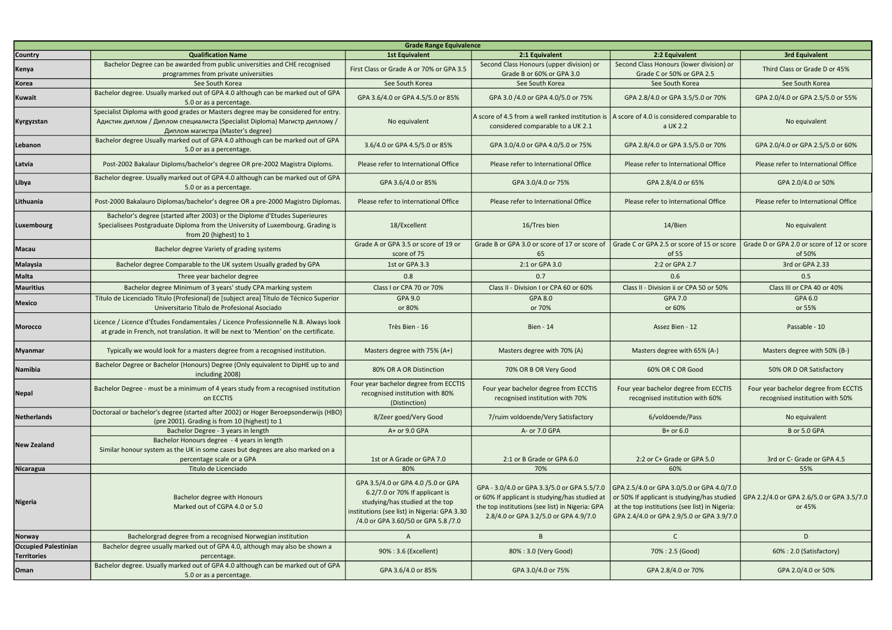| Grade Range Equivalence | | | | | |
|---|---|---|---|---|---|
| Country | Qualification Name | 1st Equivalent | 2:1 Equivalent | 2:2 Equivalent | 3rd Equivalent |
| Kenya | Bachelor Degree can be awarded from public universities and CHE recognised programmes from private universities | First Class or Grade A or 70% or GPA 3.5 | Second Class Honours (upper division) or Grade B or 60% or GPA 3.0 | Second Class Honours (lower division) or Grade C or 50% or GPA 2.5 | Third Class or Grade D or 45% |
| Korea | See South Korea | See South Korea | See South Korea | See South Korea | See South Korea |
| Kuwait | Bachelor degree. Usually marked out of GPA 4.0 although can be marked out of GPA 5.0 or as a percentage. | GPA 3.6/4.0 or GPA 4.5/5.0 or 85% | GPA 3.0 /4.0 or GPA 4.0/5.0 or 75% | GPA 2.8/4.0 or GPA 3.5/5.0 or 70% | GPA 2.0/4.0 or GPA 2.5/5.0 or 55% |
| Kyrgyzstan | Specialist Diploma with good grades or Masters degree may be considered for entry. Адистик диплом / Диплом специалиста (Specialist Diploma) Магистр диплому / Диплом магистра (Master's degree) | No equivalent | A score of 4.5 from a well ranked institution is considered comparable to a UK 2.1 | A score of 4.0 is considered comparable to a UK 2.2 | No equivalent |
| Lebanon | Bachelor degree Usually marked out of GPA 4.0 although can be marked out of GPA 5.0 or as a percentage. | 3.6/4.0 or GPA 4.5/5.0 or 85% | GPA 3.0/4.0 or GPA 4.0/5.0 or 75% | GPA 2.8/4.0 or GPA 3.5/5.0 or 70% | GPA 2.0/4.0 or GPA 2.5/5.0 or 60% |
| Latvia | Post-2002 Bakalaur Diploms/bachelor's degree OR pre-2002 Magistra Diploms. | Please refer to International Office | Please refer to International Office | Please refer to International Office | Please refer to International Office |
| Libya | Bachelor degree. Usually marked out of GPA 4.0 although can be marked out of GPA 5.0 or as a percentage. | GPA 3.6/4.0 or 85% | GPA 3.0/4.0 or 75% | GPA 2.8/4.0 or 65% | GPA 2.0/4.0 or 50% |
| Lithuania | Post-2000 Bakalauro Diplomas/bachelor's degree OR a pre-2000 Magistro Diplomas. | Please refer to International Office | Please refer to International Office | Please refer to International Office | Please refer to International Office |
| Luxembourg | Bachelor's degree (started after 2003) or the Diplome d'Etudes Superieures Specialisees Postgraduate Diploma from the University of Luxembourg. Grading is from 20 (highest) to 1 | 18/Excellent | 16/Tres bien | 14/Bien | No equivalent |
| Macau | Bachelor degree Variety of grading systems | Grade A or GPA 3.5 or score of 19 or score of 75 | Grade B or GPA 3.0 or score of 17 or score of 65 | Grade C or GPA 2.5 or score of 15 or score of 55 | Grade D or GPA 2.0 or score of 12 or score of 50% |
| Malaysia | Bachelor degree Comparable to the UK system Usually graded by GPA | 1st or GPA 3.3 | 2:1 or GPA 3.0 | 2:2 or GPA 2.7 | 3rd or GPA 2.33 |
| Malta | Three year bachelor degree | 0.8 | 0.7 | 0.6 | 0.5 |
| Mauritius | Bachelor degree Minimum of 3 years' study CPA marking system | Class I or CPA 70 or 70% | Class II - Division I or CPA 60 or 60% | Class II - Division ii or CPA 50 or 50% | Class III or CPA 40 or 40% |
| Mexico | Título de Licenciado Título (Profesional) de [subject area] Título de Técnico Superior Universitario Título de Profesional Asociado | GPA 9.0 or 80% | GPA 8.0 or 70% | GPA 7.0 or 60% | GPA 6.0 or 55% |
| Morocco | Licence / Licence d'Études Fondamentales / Licence Professionnelle N.B. Always look at grade in French, not translation. It will be next to 'Mention' on the certificate. | Très Bien - 16 | Bien - 14 | Assez Bien - 12 | Passable - 10 |
| Myanmar | Typically we would look for a masters degree from a recognised institution. | Masters degree with 75% (A+) | Masters degree with 70% (A) | Masters degree with 65% (A-) | Masters degree with 50% (B-) |
| Namibia | Bachelor Degree or Bachelor (Honours) Degree (Only equivalent to DipHE up to and including 2008) | 80% OR A OR Distinction | 70% OR B OR Very Good | 60% OR C OR Good | 50% OR D OR Satisfactory |
| Nepal | Bachelor Degree - must be a minimum of 4 years study from a recognised institution on ECCTIS | Four year bachelor degree from ECCTIS recognised institution with 80% (Distinction) | Four year bachelor degree from ECCTIS recognised institution with 70% | Four year bachelor degree from ECCTIS recognised institution with 60% | Four year bachelor degree from ECCTIS recognised institution with 50% |
| Netherlands | Doctoraal or bachelor's degree (started after 2002) or Hoger Beroepsonderwijs (HBO) (pre 2001). Grading is from 10 (highest) to 1 | 8/Zeer goed/Very Good | 7/ruim voldoende/Very Satisfactory | 6/voldoende/Pass | No equivalent |
| New Zealand | Bachelor Degree - 3 years in length | A+ or 9.0 GPA | A- or 7.0 GPA | B+ or 6.0 | B or 5.0 GPA |
| | Bachelor Honours degree - 4 years in length Similar honour system as the UK in some cases but degrees are also marked on a percentage scale or a GPA | 1st or A Grade or GPA 7.0 | 2:1 or B Grade or GPA 6.0 | 2:2 or C+ Grade or GPA 5.0 | 3rd or C- Grade or GPA 4.5 |
| Nicaragua | Titulo de Licenciado | 80% | 70% | 60% | 55% |
| Nigeria | Bachelor degree with Honours Marked out of CGPA 4.0 or 5.0 | GPA 3.5/4.0 or GPA 4.0 /5.0 or GPA 6.2/7.0 or 70% If applicant is studying/has studied at the top institutions (see list) in Nigeria: GPA 3.30 /4.0 or GPA 3.60/50 or GPA 5.8 /7.0 | GPA - 3.0/4.0 or GPA 3.3/5.0 or GPA 5.5/7.0 or 60% If applicant is studying/has studied at the top institutions (see list) in Nigeria: GPA 2.8/4.0 or GPA 3.2/5.0 or GPA 4.9/7.0 | GPA 2.5/4.0 or GPA 3.0/5.0 or GPA 4.0/7.0 or 50% If applicant is studying/has studied at the top institutions (see list) in Nigeria: GPA 2.4/4.0 or GPA 2.9/5.0 or GPA 3.9/7.0 | GPA 2.2/4.0 or GPA 2.6/5.0 or GPA 3.5/7.0 or 45% |
| Norway | Bachelorgrad degree from a recognised Norwegian institution | A | B | C | D |
| Occupied Palestinian Territories | Bachelor degree usually marked out of GPA 4.0, although may also be shown a percentage. | 90% : 3.6 (Excellent) | 80% : 3.0 (Very Good) | 70% : 2.5 (Good) | 60% : 2.0 (Satisfactory) |
| Oman | Bachelor degree. Usually marked out of GPA 4.0 although can be marked out of GPA 5.0 or as a percentage. | GPA 3.6/4.0 or 85% | GPA 3.0/4.0 or 75% | GPA 2.8/4.0 or 70% | GPA 2.0/4.0 or 50% |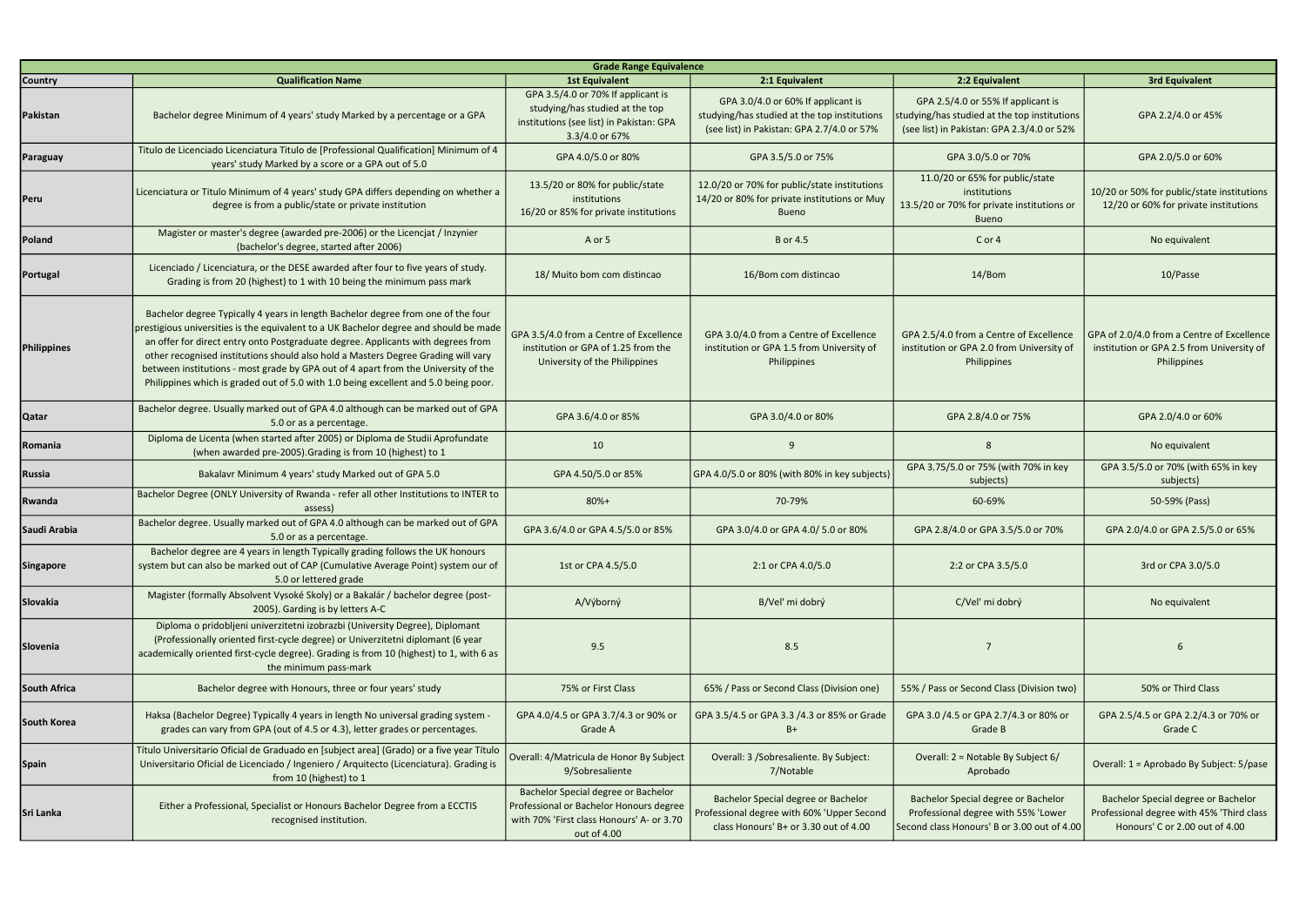| Grade Range Equivalence | | | | | |
|---|---|---|---|---|---|
| **Country** | **Qualification Name** | **1st Equivalent** | **2:1 Equivalent** | **2:2 Equivalent** | **3rd Equivalent** |
| Pakistan | Bachelor degree Minimum of 4 years' study Marked by a percentage or a GPA | GPA 3.5/4.0 or 70% If applicant is studying/has studied at the top institutions (see list) in Pakistan: GPA 3.3/4.0 or 67% | GPA 3.0/4.0 or 60% If applicant is studying/has studied at the top institutions (see list) in Pakistan: GPA 2.7/4.0 or 57% | GPA 2.5/4.0 or 55% If applicant is studying/has studied at the top institutions (see list) in Pakistan: GPA 2.3/4.0 or 52% | GPA 2.2/4.0 or 45% |
| Paraguay | Titulo de Licenciado Licenciatura Titulo de [Professional Qualification] Minimum of 4 years' study Marked by a score or a GPA out of 5.0 | GPA 4.0/5.0 or 80% | GPA 3.5/5.0 or 75% | GPA 3.0/5.0 or 70% | GPA 2.0/5.0 or 60% |
| Peru | Licenciatura or Titulo Minimum of 4 years' study GPA differs depending on whether a degree is from a public/state or private institution | 13.5/20 or 80% for public/state institutions 16/20 or 85% for private institutions | 12.0/20 or 70% for public/state institutions 14/20 or 80% for private institutions or Muy Bueno | 11.0/20 or 65% for public/state institutions 13.5/20 or 70% for private institutions or Bueno | 10/20 or 50% for public/state institutions 12/20 or 60% for private institutions |
| Poland | Magister or master's degree (awarded pre-2006) or the Licencjat / Inzynier (bachelor's degree, started after 2006) | A or 5 | B or 4.5 | C or 4 | No equivalent |
| Portugal | Licenciado / Licenciatura, or the DESE awarded after four to five years of study. Grading is from 20 (highest) to 1 with 10 being the minimum pass mark | 18/ Muito bom com distincao | 16/Bom com distincao | 14/Bom | 10/Passe |
| Philippines | Bachelor degree Typically 4 years in length Bachelor degree from one of the four prestigious universities is the equivalent to a UK Bachelor degree and should be made an offer for direct entry onto Postgraduate degree. Applicants with degrees from other recognised institutions should also hold a Masters Degree Grading will vary between institutions - most grade by GPA out of 4 apart from the University of the Philippines which is graded out of 5.0 with 1.0 being excellent and 5.0 being poor. | GPA 3.5/4.0 from a Centre of Excellence institution or GPA of 1.25 from the University of the Philippines | GPA 3.0/4.0 from a Centre of Excellence institution or GPA 1.5 from University of Philippines | GPA 2.5/4.0 from a Centre of Excellence institution or GPA 2.0 from University of Philippines | GPA of 2.0/4.0 from a Centre of Excellence institution or GPA 2.5 from University of Philippines |
| Qatar | Bachelor degree. Usually marked out of GPA 4.0 although can be marked out of GPA 5.0 or as a percentage. | GPA 3.6/4.0 or 85% | GPA 3.0/4.0 or 80% | GPA 2.8/4.0 or 75% | GPA 2.0/4.0 or 60% |
| Romania | Diploma de Licenta (when started after 2005) or Diploma de Studii Aprofundate (when awarded pre-2005).Grading is from 10 (highest) to 1 | 10 | 9 | 8 | No equivalent |
| Russia | Bakalavr Minimum 4 years' study Marked out of GPA 5.0 | GPA 4.50/5.0 or 85% | GPA 4.0/5.0 or 80% (with 80% in key subjects) | GPA 3.75/5.0 or 75% (with 70% in key subjects) | GPA 3.5/5.0 or 70% (with 65% in key subjects) |
| Rwanda | Bachelor Degree (ONLY University of Rwanda - refer all other Institutions to INTER to assess) | 80%+ | 70-79% | 60-69% | 50-59% (Pass) |
| Saudi Arabia | Bachelor degree. Usually marked out of GPA 4.0 although can be marked out of GPA 5.0 or as a percentage. | GPA 3.6/4.0 or GPA 4.5/5.0 or 85% | GPA 3.0/4.0 or GPA 4.0/ 5.0 or 80% | GPA 2.8/4.0 or GPA 3.5/5.0 or 70% | GPA 2.0/4.0 or GPA 2.5/5.0 or 65% |
| Singapore | Bachelor degree are 4 years in length Typically grading follows the UK honours system but can also be marked out of CAP (Cumulative Average Point) system our of 5.0 or lettered grade | 1st or CPA 4.5/5.0 | 2:1 or CPA 4.0/5.0 | 2:2 or CPA 3.5/5.0 | 3rd or CPA 3.0/5.0 |
| Slovakia | Magister (formally Absolvent Vysoké Skoly) or a Bakalár / bachelor degree (post-2005). Garding is by letters A-C | A/Výborný | B/Vel' mi dobrý | C/Vel' mi dobrý | No equivalent |
| Slovenia | Diploma o pridobljeni univerzitetni izobrazbi (University Degree), Diplomant (Professionally oriented first-cycle degree) or Univerzitetni diplomant (6 year academically oriented first-cycle degree). Grading is from 10 (highest) to 1, with 6 as the minimum pass-mark | 9.5 | 8.5 | 7 | 6 |
| South Africa | Bachelor degree with Honours, three or four years' study | 75% or First Class | 65% / Pass or Second Class (Division one) | 55% / Pass or Second Class (Division two) | 50% or Third Class |
| South Korea | Haksa (Bachelor Degree) Typically 4 years in length No universal grading system - grades can vary from GPA (out of 4.5 or 4.3), letter grades or percentages. | GPA 4.0/4.5 or GPA 3.7/4.3 or 90% or Grade A | GPA 3.5/4.5 or GPA 3.3 /4.3 or 85% or Grade B+ | GPA 3.0 /4.5 or GPA 2.7/4.3 or 80% or Grade B | GPA 2.5/4.5 or GPA 2.2/4.3 or 70% or Grade C |
| Spain | Título Universitario Oficial de Graduado en [subject area] (Grado) or a five year Título Universitario Oficial de Licenciado / Ingeniero / Arquitecto (Licenciatura). Grading is from 10 (highest) to 1 | Overall: 4/Matricula de Honor By Subject 9/Sobresaliente | Overall: 3 /Sobresaliente. By Subject: 7/Notable | Overall: 2 = Notable By Subject 6/ Aprobado | Overall: 1 = Aprobado By Subject: 5/pase |
| Sri Lanka | Either a Professional, Specialist or Honours Bachelor Degree from a ECCTIS recognised institution. | Bachelor Special degree or Bachelor Professional or Bachelor Honours degree with 70% 'First class Honours' A- or 3.70 out of 4.00 | Bachelor Special degree or Bachelor Professional degree with 60% 'Upper Second class Honours' B+ or 3.30 out of 4.00 | Bachelor Special degree or Bachelor Professional degree with 55% 'Lower Second class Honours' B or 3.00 out of 4.00 | Bachelor Special degree or Bachelor Professional degree with 45% 'Third class Honours' C or 2.00 out of 4.00 |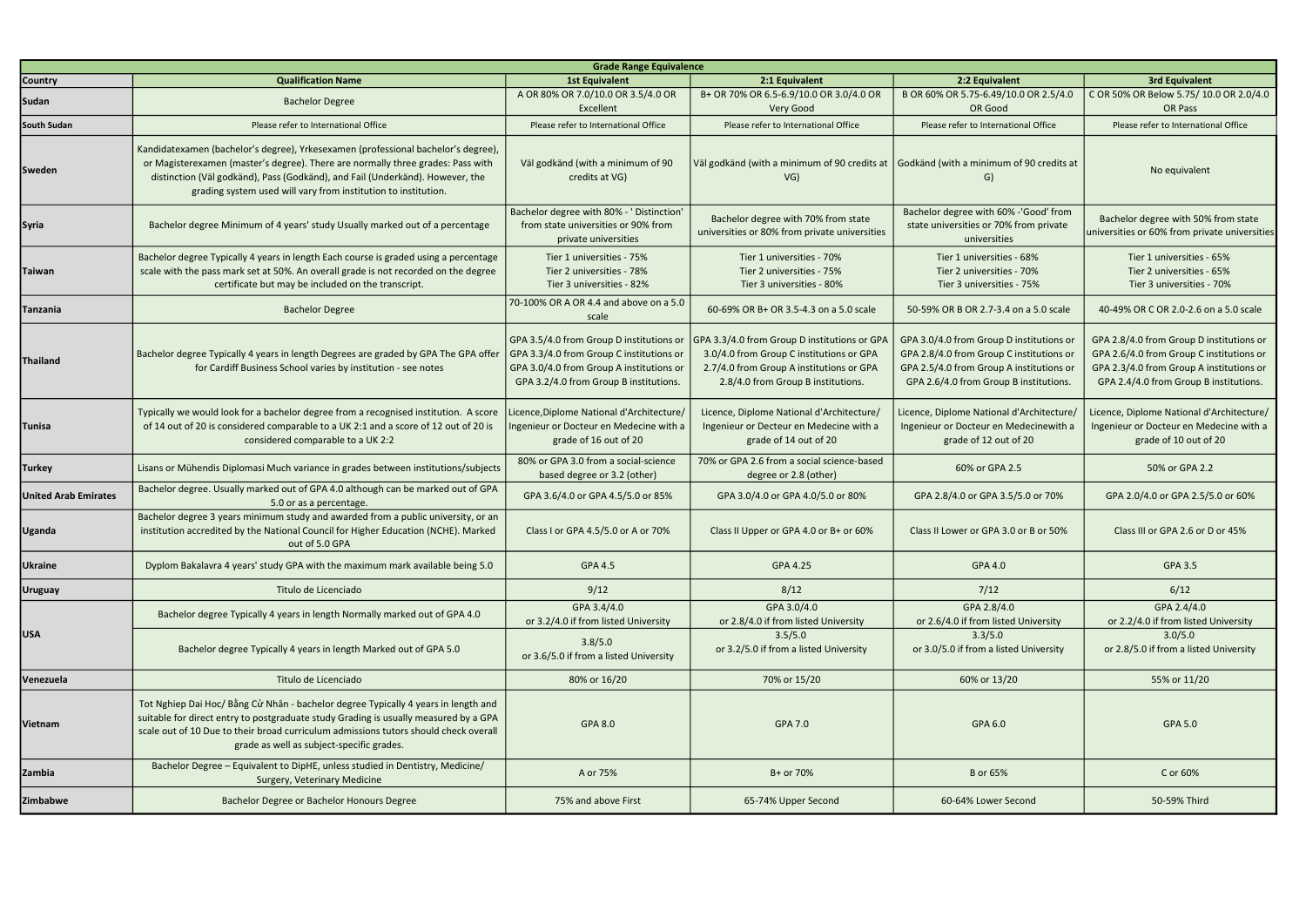| Grade Range Equivalence | | | | | |
|---|---|---|---|---|---|
| Country | Qualification Name | 1st Equivalent | 2:1 Equivalent | 2:2 Equivalent | 3rd Equivalent |
| Sudan | Bachelor Degree | A OR 80% OR 7.0/10.0 OR 3.5/4.0 OR Excellent | B+ OR 70% OR 6.5-6.9/10.0 OR 3.0/4.0 OR Very Good | B OR 60% OR 5.75-6.49/10.0 OR 2.5/4.0 OR Good | C OR 50% OR Below 5.75/ 10.0 OR 2.0/4.0 OR Pass |
| South Sudan | Please refer to International Office | Please refer to International Office | Please refer to International Office | Please refer to International Office | Please refer to International Office |
| Sweden | Kandidatexamen (bachelor's degree), Yrkesexamen (professional bachelor's degree), or Magisterexamen (master's degree). There are normally three grades: Pass with distinction (Väl godkänd), Pass (Godkänd), and Fail (Underkänd). However, the grading system used will vary from institution to institution. | Väl godkänd (with a minimum of 90 credits at VG) | Väl godkänd (with a minimum of 90 credits at VG) | Godkänd (with a minimum of 90 credits at G) | No equivalent |
| Syria | Bachelor degree Minimum of 4 years' study Usually marked out of a percentage | Bachelor degree with 80% - ' Distinction' from state universities or 90% from private universities | Bachelor degree with 70% from state universities or 80% from private universities | Bachelor degree with 60% -'Good' from state universities or 70% from private universities | Bachelor degree with 50% from state universities or 60% from private universities |
| Taiwan | Bachelor degree Typically 4 years in length Each course is graded using a percentage scale with the pass mark set at 50%. An overall grade is not recorded on the degree certificate but may be included on the transcript. | Tier 1 universities - 75%<br>Tier 2 universities - 78%<br>Tier 3 universities - 82% | Tier 1 universities - 70%<br>Tier 2 universities - 75%<br>Tier 3 universities - 80% | Tier 1 universities - 68%<br>Tier 2 universities - 70%<br>Tier 3 universities - 75% | Tier 1 universities - 65%<br>Tier 2 universities - 65%<br>Tier 3 universities - 70% |
| Tanzania | Bachelor Degree | 70-100% OR A OR 4.4 and above on a 5.0 scale | 60-69% OR B+ OR 3.5-4.3 on a 5.0 scale | 50-59% OR B OR 2.7-3.4 on a 5.0 scale | 40-49% OR C OR 2.0-2.6 on a 5.0 scale |
| Thailand | Bachelor degree Typically 4 years in length Degrees are graded by GPA The GPA offer for Cardiff Business School varies by institution - see notes | GPA 3.5/4.0 from Group D institutions or GPA 3.3/4.0 from Group C institutions or GPA 3.0/4.0 from Group A institutions or GPA 3.2/4.0 from Group B institutions. | GPA 3.3/4.0 from Group D institutions or GPA 3.0/4.0 from Group C institutions or GPA 2.7/4.0 from Group A institutions or GPA 2.8/4.0 from Group B institutions. | GPA 3.0/4.0 from Group D institutions or GPA 2.8/4.0 from Group C institutions or GPA 2.5/4.0 from Group A institutions or GPA 2.6/4.0 from Group B institutions. | GPA 2.8/4.0 from Group D institutions or GPA 2.6/4.0 from Group C institutions or GPA 2.3/4.0 from Group A institutions or GPA 2.4/4.0 from Group B institutions. |
| Tunisa | Typically we would look for a bachelor degree from a recognised institution. A score of 14 out of 20 is considered comparable to a UK 2:1 and a score of 12 out of 20 is considered comparable to a UK 2:2 | Licence,Diplome National d'Architecture/ Ingenieur or Docteur en Medecine with a grade of 16 out of 20 | Licence, Diplome National d'Architecture/ Ingenieur or Decteur en Medecine with a grade of 14 out of 20 | Licence, Diplome National d'Architecture/ Ingenieur or Docteur en Medecinewith a grade of 12 out of 20 | Licence, Diplome National d'Architecture/ Ingenieur or Docteur en Medecine with a grade of 10 out of 20 |
| Turkey | Lisans or Mühendis Diplomasi Much variance in grades between institutions/subjects | 80% or GPA 3.0 from a social-science based degree or 3.2 (other) | 70% or GPA 2.6 from a social science-based degree or 2.8 (other) | 60% or GPA 2.5 | 50% or GPA 2.2 |
| United Arab Emirates | Bachelor degree. Usually marked out of GPA 4.0 although can be marked out of GPA 5.0 or as a percentage. | GPA 3.6/4.0 or GPA 4.5/5.0 or 85% | GPA 3.0/4.0 or GPA 4.0/5.0 or 80% | GPA 2.8/4.0 or GPA 3.5/5.0 or 70% | GPA 2.0/4.0 or GPA 2.5/5.0 or 60% |
| Uganda | Bachelor degree 3 years minimum study and awarded from a public university, or an institution accredited by the National Council for Higher Education (NCHE). Marked out of 5.0 GPA | Class I or GPA 4.5/5.0 or A or 70% | Class II Upper or GPA 4.0 or B+ or 60% | Class II Lower or GPA 3.0 or B or 50% | Class III or GPA 2.6 or D or 45% |
| Ukraine | Dyplom Bakalavra 4 years' study GPA with the maximum mark available being 5.0 | GPA 4.5 | GPA 4.25 | GPA 4.0 | GPA 3.5 |
| Uruguay | Titulo de Licenciado | 9/12 | 8/12 | 7/12 | 6/12 |
| USA | Bachelor degree Typically 4 years in length Normally marked out of GPA 4.0 | GPA 3.4/4.0<br>or 3.2/4.0 if from listed University | GPA 3.0/4.0<br>or 2.8/4.0 if from listed University | GPA 2.8/4.0<br>or 2.6/4.0 if from listed University | GPA 2.4/4.0<br>or 2.2/4.0 if from listed University |
| | Bachelor degree Typically 4 years in length Marked out of GPA 5.0 | 3.8/5.0<br>or 3.6/5.0 if from a listed University | 3.5/5.0<br>or 3.2/5.0 if from a listed University | 3.3/5.0<br>or 3.0/5.0 if from a listed University | 3.0/5.0<br>or 2.8/5.0 if from a listed University |
| Venezuela | Titulo de Licenciado | 80% or 16/20 | 70% or 15/20 | 60% or 13/20 | 55% or 11/20 |
| Vietnam | Tot Nghiep Dai Hoc/ Bằng Cử Nhân - bachelor degree Typically 4 years in length and suitable for direct entry to postgraduate study Grading is usually measured by a GPA scale out of 10 Due to their broad curriculum admissions tutors should check overall grade as well as subject-specific grades. | GPA 8.0 | GPA 7.0 | GPA 6.0 | GPA 5.0 |
| Zambia | Bachelor Degree – Equivalent to DipHE, unless studied in Dentistry, Medicine/ Surgery, Veterinary Medicine | A or 75% | B+ or 70% | B or 65% | C or 60% |
| Zimbabwe | Bachelor Degree or Bachelor Honours Degree | 75% and above First | 65-74% Upper Second | 60-64% Lower Second | 50-59% Third |